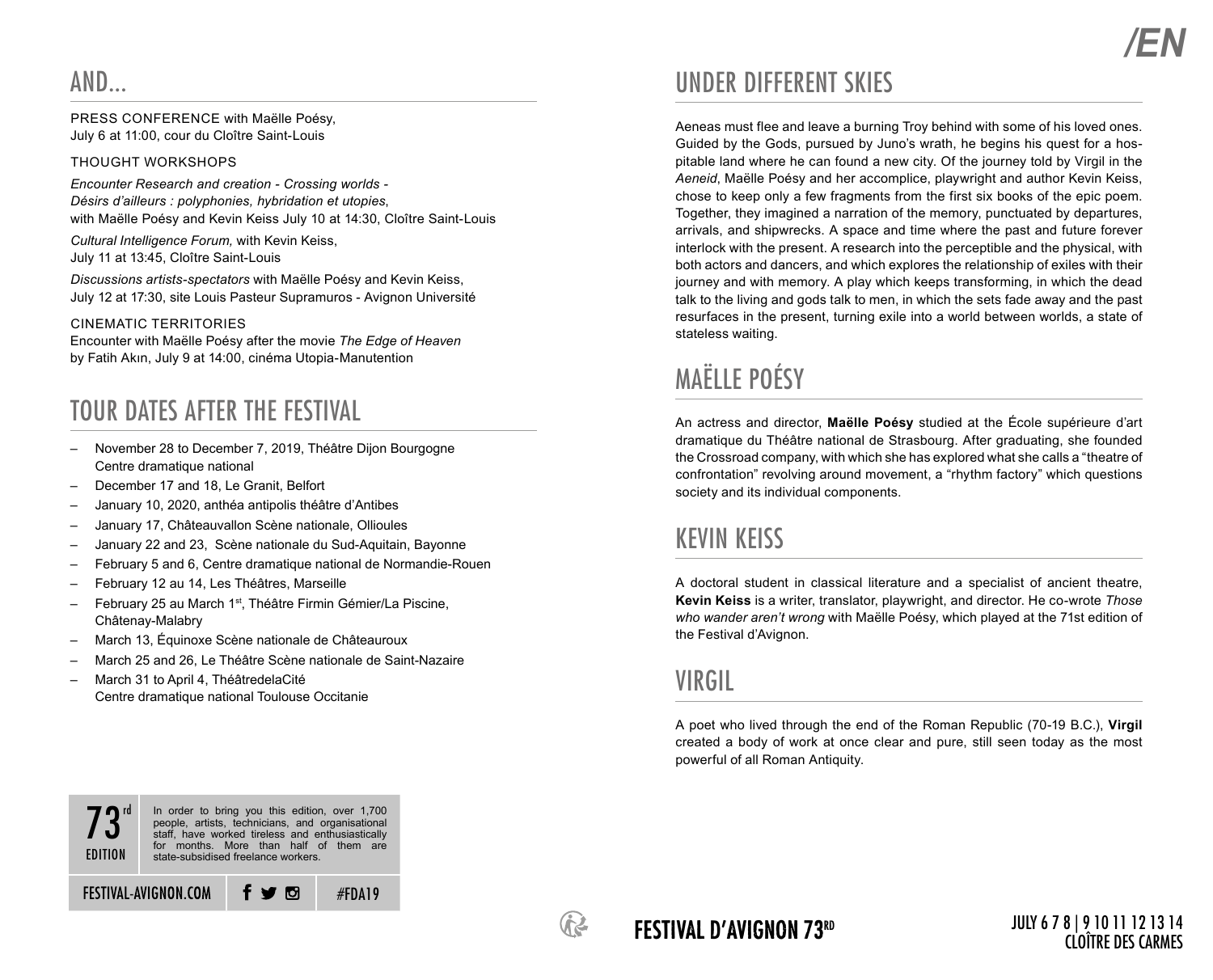## AND...

PRESS CONFERENCE with Maëlle Poésy,
July 6 at 11:00, cour du Cloître Saint-Louis

THOUGHT WORKSHOPS

*Encounter Research and creation - Crossing worlds - Désirs d'ailleurs : polyphonies, hybridation et utopies*, with Maëlle Poésy and Kevin Keiss July 10 at 14:30, Cloître Saint-Louis

*Cultural Intelligence Forum,* with Kevin Keiss,
July 11 at 13:45, Cloître Saint-Louis

*Discussions artists-spectators* with Maëlle Poésy and Kevin Keiss,
July 12 at 17:30, site Louis Pasteur Supramuros - Avignon Université

CINEMATIC TERRITORIES
Encounter with Maëlle Poésy after the movie *The Edge of Heaven* by Fatih Akın, July 9 at 14:00, cinéma Utopia-Manutention

## TOUR DATES AFTER THE FESTIVAL

- November 28 to December 7, 2019, Théâtre Dijon Bourgogne Centre dramatique national
- December 17 and 18, Le Granit, Belfort
- January 10, 2020, anthéa antipolis théâtre d'Antibes
- January 17, Châteauvallon Scène nationale, Ollioules
- January 22 and 23, Scène nationale du Sud-Aquitain, Bayonne
- February 5 and 6, Centre dramatique national de Normandie-Rouen
- February 12 au 14, Les Théâtres, Marseille
- February 25 au March 1st, Théâtre Firmin Gémier/La Piscine, Châtenay-Malabry
- March 13, Équinoxe Scène nationale de Châteauroux
- March 25 and 26, Le Théâtre Scène nationale de Saint-Nazaire
- March 31 to April 4, ThéâtredelaCité Centre dramatique national Toulouse Occitanie

73rd EDITION

In order to bring you this edition, over 1,700 people, artists, technicians, and organisational staff, have worked tireless and enthusiastically for months. More than half of them are state-subsidised freelance workers.

FESTIVAL-AVIGNON.COM #FDA19

## UNDER DIFFERENT SKIES

Aeneas must flee and leave a burning Troy behind with some of his loved ones. Guided by the Gods, pursued by Juno's wrath, he begins his quest for a hospitable land where he can found a new city. Of the journey told by Virgil in the *Aeneid*, Maëlle Poésy and her accomplice, playwright and author Kevin Keiss, chose to keep only a few fragments from the first six books of the epic poem. Together, they imagined a narration of the memory, punctuated by departures, arrivals, and shipwrecks. A space and time where the past and future forever interlock with the present. A research into the perceptible and the physical, with both actors and dancers, and which explores the relationship of exiles with their journey and with memory. A play which keeps transforming, in which the dead talk to the living and gods talk to men, in which the sets fade away and the past resurfaces in the present, turning exile into a world between worlds, a state of stateless waiting.

## MAËLLE POÉSY

An actress and director, **Maëlle Poésy** studied at the École supérieure d'art dramatique du Théâtre national de Strasbourg. After graduating, she founded the Crossroad company, with which she has explored what she calls a "theatre of confrontation" revolving around movement, a "rhythm factory" which questions society and its individual components.

## KEVIN KEISS

A doctoral student in classical literature and a specialist of ancient theatre, **Kevin Keiss** is a writer, translator, playwright, and director. He co-wrote *Those who wander aren't wrong* with Maëlle Poésy, which played at the 71st edition of the Festival d'Avignon.

## VIRGIL

A poet who lived through the end of the Roman Republic (70-19 B.C.), **Virgil** created a body of work at once clear and pure, still seen today as the most powerful of all Roman Antiquity.

FESTIVAL D'AVIGNON 73RD

JULY 6 7 8 | 9 10 11 12 13 14
CLOÎTRE DES CARMES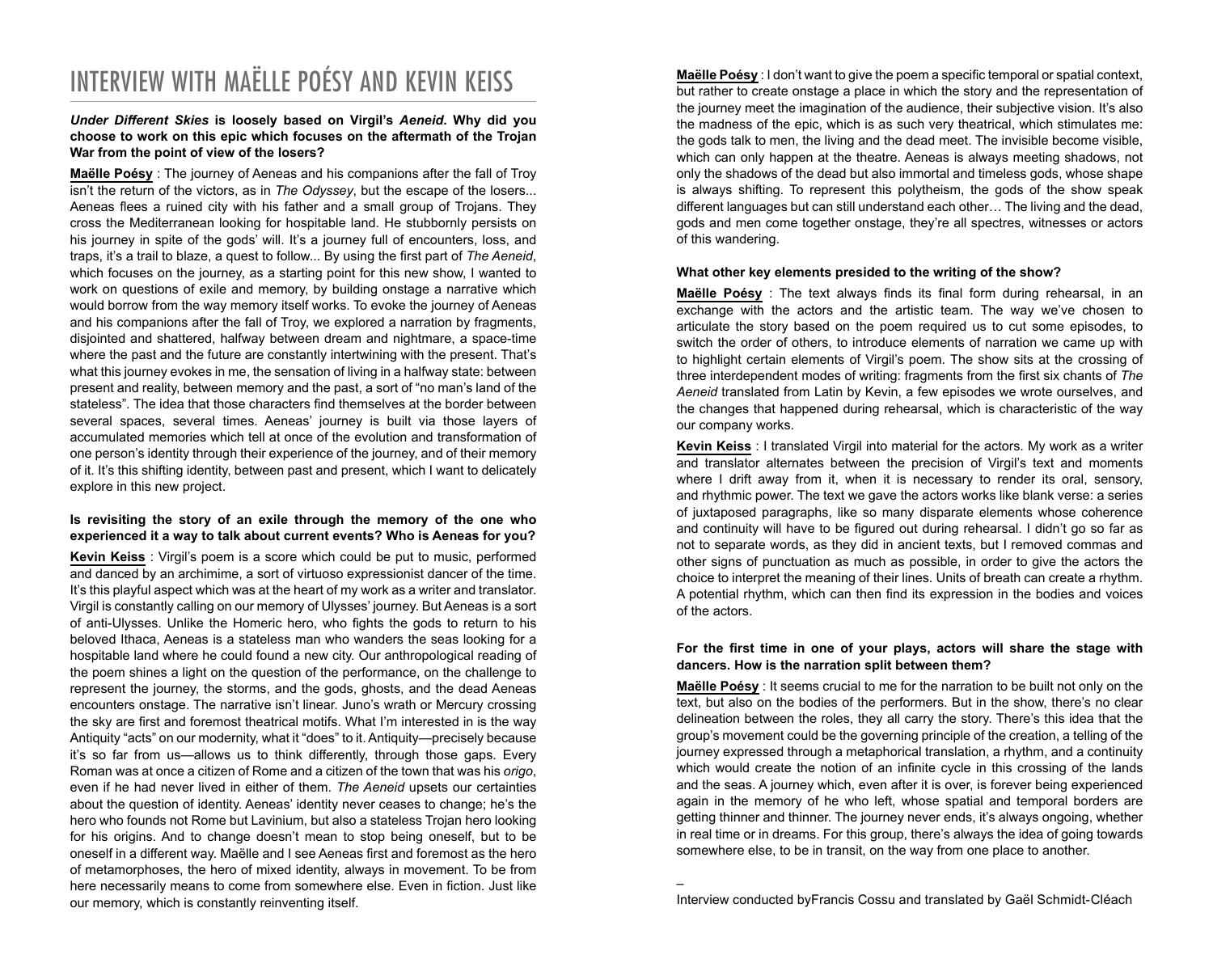# INTERVIEW WITH MAËLLE POÉSY AND KEVIN KEISS

***Under Different Skies* is loosely based on Virgil's *Aeneid*. Why did you choose to work on this epic which focuses on the aftermath of the Trojan War from the point of view of the losers?**

**Maëlle Poésy** : The journey of Aeneas and his companions after the fall of Troy isn't the return of the victors, as in *The Odyssey*, but the escape of the losers... Aeneas flees a ruined city with his father and a small group of Trojans. They cross the Mediterranean looking for hospitable land. He stubbornly persists on his journey in spite of the gods' will. It's a journey full of encounters, loss, and traps, it's a trail to blaze, a quest to follow... By using the first part of *The Aeneid*, which focuses on the journey, as a starting point for this new show, I wanted to work on questions of exile and memory, by building onstage a narrative which would borrow from the way memory itself works. To evoke the journey of Aeneas and his companions after the fall of Troy, we explored a narration by fragments, disjointed and shattered, halfway between dream and nightmare, a space-time where the past and the future are constantly intertwining with the present. That's what this journey evokes in me, the sensation of living in a halfway state: between present and reality, between memory and the past, a sort of "no man's land of the stateless". The idea that those characters find themselves at the border between several spaces, several times. Aeneas' journey is built via those layers of accumulated memories which tell at once of the evolution and transformation of one person's identity through their experience of the journey, and of their memory of it. It's this shifting identity, between past and present, which I want to delicately explore in this new project.

**Is revisiting the story of an exile through the memory of the one who experienced it a way to talk about current events? Who is Aeneas for you?**

**Kevin Keiss** : Virgil's poem is a score which could be put to music, performed and danced by an archimime, a sort of virtuoso expressionist dancer of the time. It's this playful aspect which was at the heart of my work as a writer and translator. Virgil is constantly calling on our memory of Ulysses' journey. But Aeneas is a sort of anti-Ulysses. Unlike the Homeric hero, who fights the gods to return to his beloved Ithaca, Aeneas is a stateless man who wanders the seas looking for a hospitable land where he could found a new city. Our anthropological reading of the poem shines a light on the question of the performance, on the challenge to represent the journey, the storms, and the gods, ghosts, and the dead Aeneas encounters onstage. The narrative isn't linear. Juno's wrath or Mercury crossing the sky are first and foremost theatrical motifs. What I'm interested in is the way Antiquity "acts" on our modernity, what it "does" to it. Antiquity—precisely because it's so far from us—allows us to think differently, through those gaps. Every Roman was at once a citizen of Rome and a citizen of the town that was his *origo*, even if he had never lived in either of them. *The Aeneid* upsets our certainties about the question of identity. Aeneas' identity never ceases to change; he's the hero who founds not Rome but Lavinium, but also a stateless Trojan hero looking for his origins. And to change doesn't mean to stop being oneself, but to be oneself in a different way. Maëlle and I see Aeneas first and foremost as the hero of metamorphoses, the hero of mixed identity, always in movement. To be from here necessarily means to come from somewhere else. Even in fiction. Just like our memory, which is constantly reinventing itself.

**Maëlle Poésy** : I don't want to give the poem a specific temporal or spatial context, but rather to create onstage a place in which the story and the representation of the journey meet the imagination of the audience, their subjective vision. It's also the madness of the epic, which is as such very theatrical, which stimulates me: the gods talk to men, the living and the dead meet. The invisible become visible, which can only happen at the theatre. Aeneas is always meeting shadows, not only the shadows of the dead but also immortal and timeless gods, whose shape is always shifting. To represent this polytheism, the gods of the show speak different languages but can still understand each other… The living and the dead, gods and men come together onstage, they're all spectres, witnesses or actors of this wandering.

**What other key elements presided to the writing of the show?**

**Maëlle Poésy** : The text always finds its final form during rehearsal, in an exchange with the actors and the artistic team. The way we've chosen to articulate the story based on the poem required us to cut some episodes, to switch the order of others, to introduce elements of narration we came up with to highlight certain elements of Virgil's poem. The show sits at the crossing of three interdependent modes of writing: fragments from the first six chants of *The Aeneid* translated from Latin by Kevin, a few episodes we wrote ourselves, and the changes that happened during rehearsal, which is characteristic of the way our company works.

**Kevin Keiss** : I translated Virgil into material for the actors. My work as a writer and translator alternates between the precision of Virgil's text and moments where I drift away from it, when it is necessary to render its oral, sensory, and rhythmic power. The text we gave the actors works like blank verse: a series of juxtaposed paragraphs, like so many disparate elements whose coherence and continuity will have to be figured out during rehearsal. I didn't go so far as not to separate words, as they did in ancient texts, but I removed commas and other signs of punctuation as much as possible, in order to give the actors the choice to interpret the meaning of their lines. Units of breath can create a rhythm. A potential rhythm, which can then find its expression in the bodies and voices of the actors.

**For the first time in one of your plays, actors will share the stage with dancers. How is the narration split between them?**

**Maëlle Poésy** : It seems crucial to me for the narration to be built not only on the text, but also on the bodies of the performers. But in the show, there's no clear delineation between the roles, they all carry the story. There's this idea that the group's movement could be the governing principle of the creation, a telling of the journey expressed through a metaphorical translation, a rhythm, and a continuity which would create the notion of an infinite cycle in this crossing of the lands and the seas. A journey which, even after it is over, is forever being experienced again in the memory of he who left, whose spatial and temporal borders are getting thinner and thinner. The journey never ends, it's always ongoing, whether in real time or in dreams. For this group, there's always the idea of going towards somewhere else, to be in transit, on the way from one place to another.

–

Interview conducted byFrancis Cossu and translated by Gaël Schmidt-Cléach